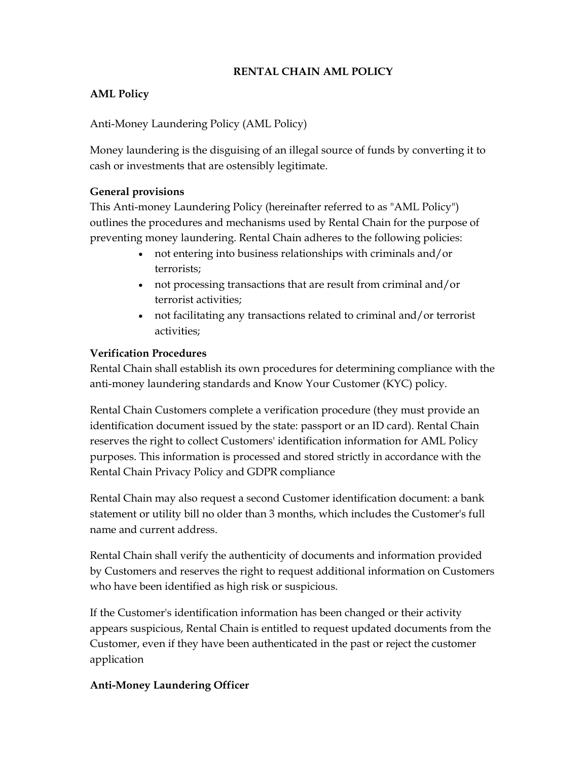# RENTAL CHAIN AML POLICY

## AML Policy

Anti-Money Laundering Policy (AML Policy)

Money laundering is the disguising of an illegal source of funds by converting it to cash or investments that are ostensibly legitimate.

### General provisions

This Anti-money Laundering Policy (hereinafter referred to as "AML Policy") outlines the procedures and mechanisms used by Rental Chain for the purpose of preventing money laundering. Rental Chain adheres to the following policies:

- not entering into business relationships with criminals and/or terrorists;
- not processing transactions that are result from criminal and/or terrorist activities;
- not facilitating any transactions related to criminal and/or terrorist activities;

### Verification Procedures

Rental Chain shall establish its own procedures for determining compliance with the anti-money laundering standards and Know Your Customer (KYC) policy.

Rental Chain Customers complete a verification procedure (they must provide an identification document issued by the state: passport or an ID card). Rental Chain reserves the right to collect Customers' identification information for AML Policy purposes. This information is processed and stored strictly in accordance with the Rental Chain Privacy Policy and GDPR compliance

Rental Chain may also request a second Customer identification document: a bank statement or utility bill no older than 3 months, which includes the Customer's full name and current address.

Rental Chain shall verify the authenticity of documents and information provided by Customers and reserves the right to request additional information on Customers who have been identified as high risk or suspicious.

If the Customer's identification information has been changed or their activity appears suspicious, Rental Chain is entitled to request updated documents from the Customer, even if they have been authenticated in the past or reject the customer application

### Anti-Money Laundering Officer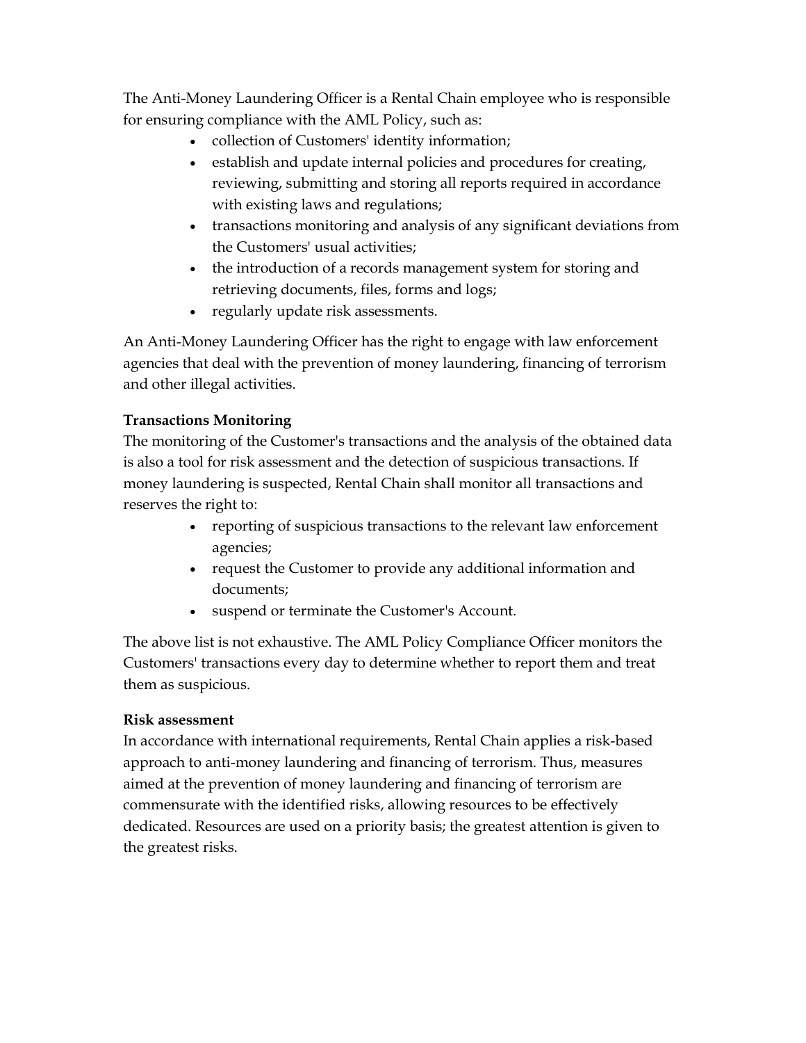The Anti-Money Laundering Officer is a Rental Chain employee who is responsible for ensuring compliance with the AML Policy, such as:

- collection of Customers' identity information;
- establish and update internal policies and procedures for creating, reviewing, submitting and storing all reports required in accordance with existing laws and regulations;
- transactions monitoring and analysis of any significant deviations from the Customers' usual activities;
- the introduction of a records management system for storing and retrieving documents, files, forms and logs;
- regularly update risk assessments.

An Anti-Money Laundering Officer has the right to engage with law enforcement agencies that deal with the prevention of money laundering, financing of terrorism and other illegal activities.

**Transactions Monitoring**

The monitoring of the Customer's transactions and the analysis of the obtained data is also a tool for risk assessment and the detection of suspicious transactions. If money laundering is suspected, Rental Chain shall monitor all transactions and reserves the right to:

- reporting of suspicious transactions to the relevant law enforcement agencies;
- request the Customer to provide any additional information and documents;
- suspend or terminate the Customer's Account.

The above list is not exhaustive. The AML Policy Compliance Officer monitors the Customers' transactions every day to determine whether to report them and treat them as suspicious.

**Risk assessment**

In accordance with international requirements, Rental Chain applies a risk-based approach to anti-money laundering and financing of terrorism. Thus, measures aimed at the prevention of money laundering and financing of terrorism are commensurate with the identified risks, allowing resources to be effectively dedicated. Resources are used on a priority basis; the greatest attention is given to the greatest risks.